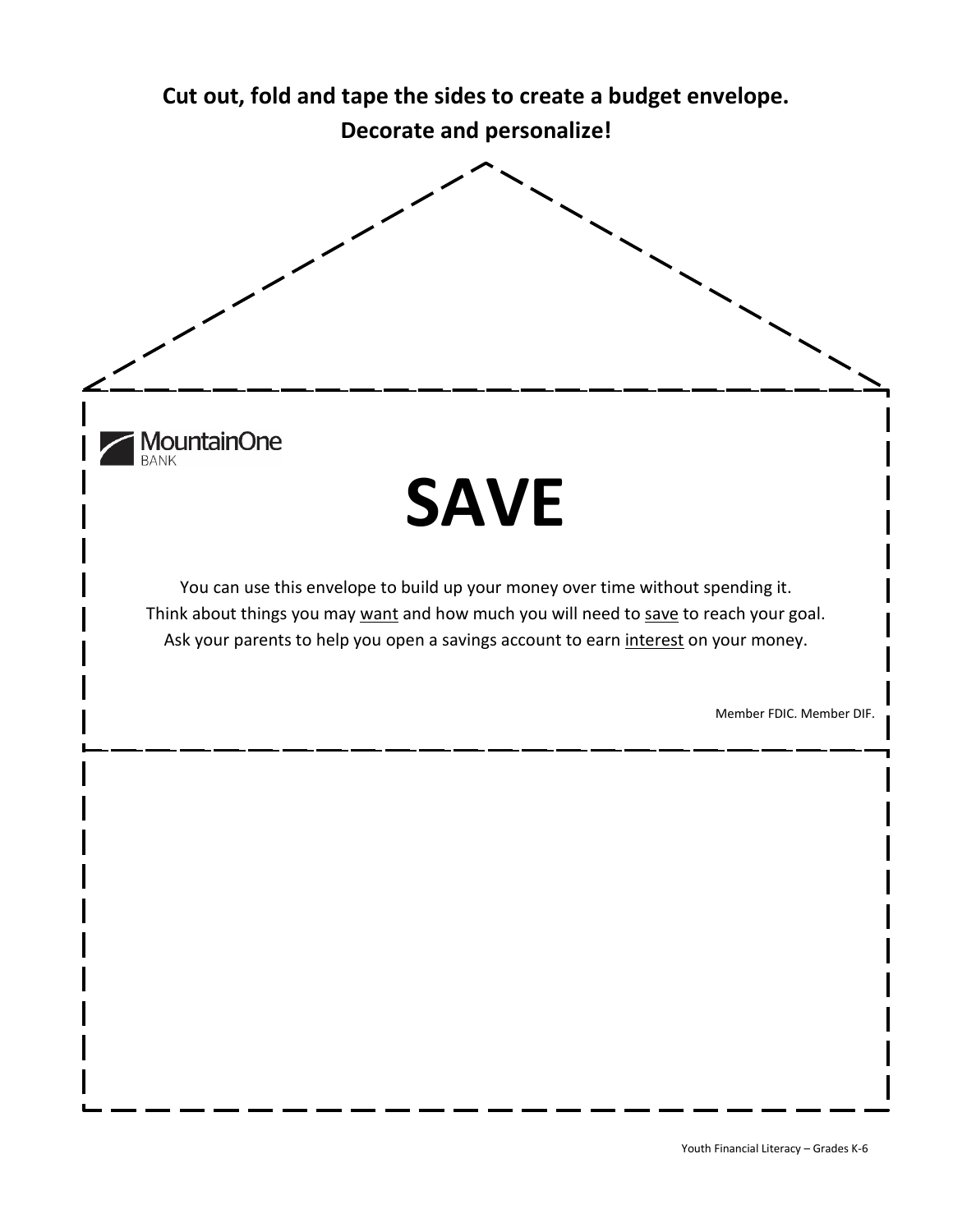**Cut out, fold and tape the sides to create a budget envelope.**
**Decorate and personalize!**

MountainOne BANK

# SAVE

You can use this envelope to build up your money over time without spending it.
Think about things you may <u>want</u> and how much you will need to <u>save</u> to reach your goal.
Ask your parents to help you open a savings account to earn <u>interest</u> on your money.

Member FDIC. Member DIF.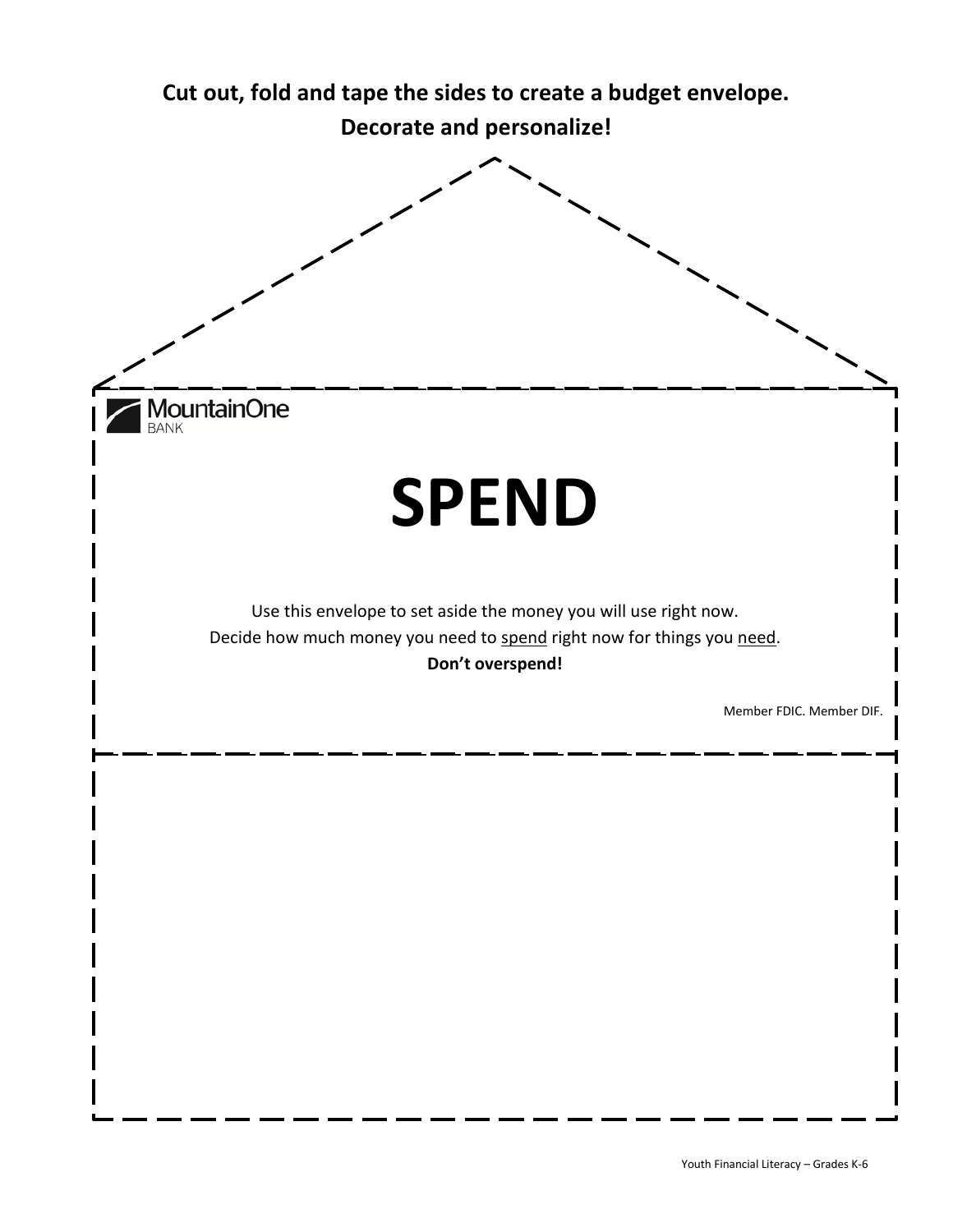**Cut out, fold and tape the sides to create a budget envelope.**
**Decorate and personalize!**

MountainOne BANK

# SPEND

Use this envelope to set aside the money you will use right now.
Decide how much money you need to <u>spend</u> right now for things you <u>need</u>.
**Don't overspend!**

Member FDIC. Member DIF.

Youth Financial Literacy – Grades K-6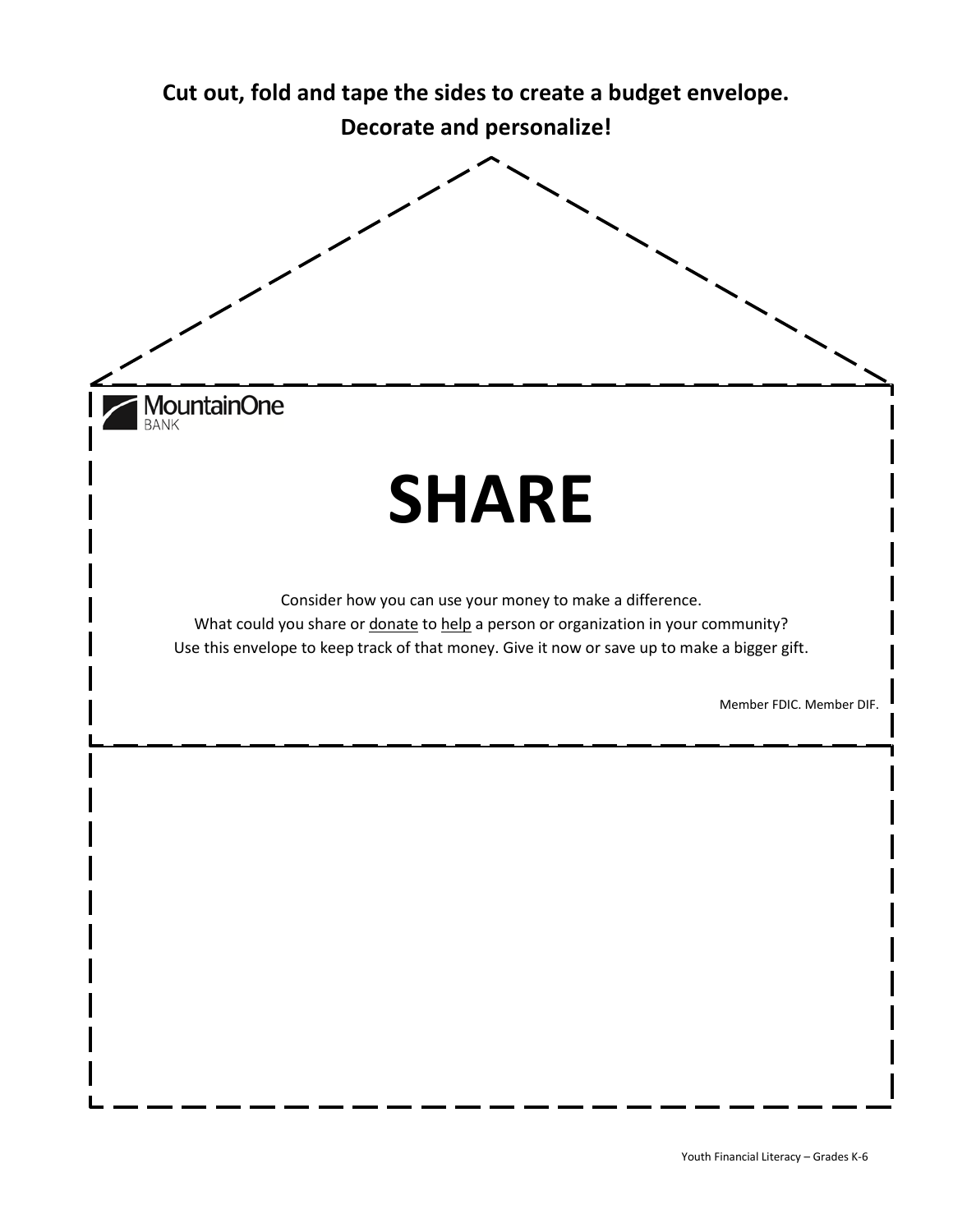**Cut out, fold and tape the sides to create a budget envelope.**

**Decorate and personalize!**

MountainOne BANK

# SHARE

Consider how you can use your money to make a difference.
What could you share or <u>donate</u> to <u>help</u> a person or organization in your community?
Use this envelope to keep track of that money. Give it now or save up to make a bigger gift.

Member FDIC. Member DIF.

Youth Financial Literacy – Grades K-6